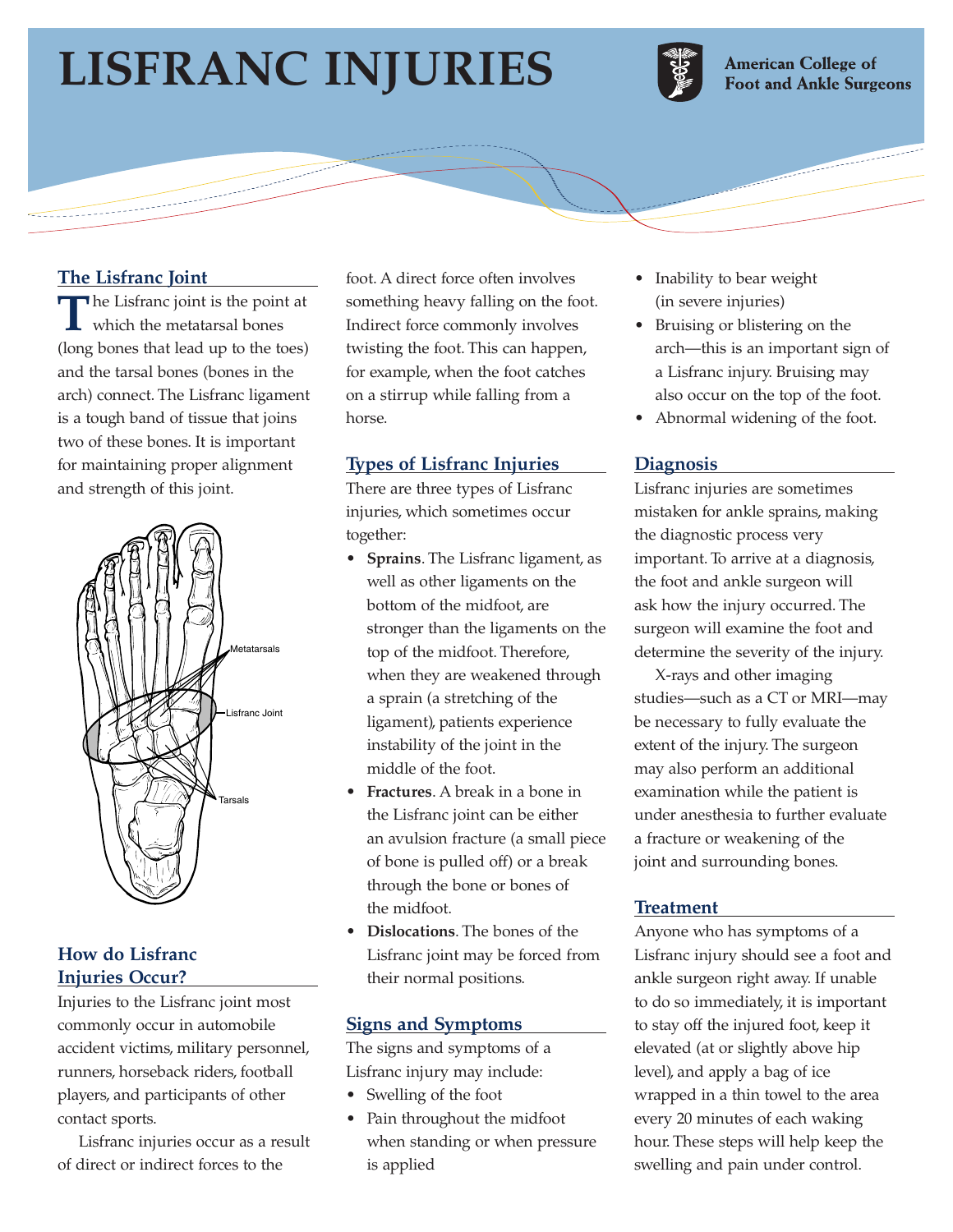# LISFRANC INJURIES

American College of Foot and Ankle Surgeons

## The Lisfranc Joint

The Lisfranc joint is the point at which the metatarsal bones (long bones that lead up to the toes) and the tarsal bones (bones in the arch) connect. The Lisfranc ligament is a tough band of tissue that joins two of these bones. It is important for maintaining proper alignment and strength of this joint.

Metatarsals

Lisfranc Joint

Tarsals

## How do Lisfranc Injuries Occur?

Injuries to the Lisfranc joint most commonly occur in automobile accident victims, military personnel, runners, horseback riders, football players, and participants of other contact sports.

Lisfranc injuries occur as a result of direct or indirect forces to the foot. A direct force often involves something heavy falling on the foot. Indirect force commonly involves twisting the foot. This can happen, for example, when the foot catches on a stirrup while falling from a horse.

## Types of Lisfranc Injuries

There are three types of Lisfranc injuries, which sometimes occur together:

- **Sprains**. The Lisfranc ligament, as well as other ligaments on the bottom of the midfoot, are stronger than the ligaments on the top of the midfoot. Therefore, when they are weakened through a sprain (a stretching of the ligament), patients experience instability of the joint in the middle of the foot.
- **Fractures**. A break in a bone in the Lisfranc joint can be either an avulsion fracture (a small piece of bone is pulled off) or a break through the bone or bones of the midfoot.
- **Dislocations**. The bones of the Lisfranc joint may be forced from their normal positions.

## Signs and Symptoms

The signs and symptoms of a Lisfranc injury may include:

- Swelling of the foot
- Pain throughout the midfoot when standing or when pressure is applied
- Inability to bear weight (in severe injuries)
- Bruising or blistering on the arch—this is an important sign of a Lisfranc injury. Bruising may also occur on the top of the foot.
- Abnormal widening of the foot.

## Diagnosis

Lisfranc injuries are sometimes mistaken for ankle sprains, making the diagnostic process very important. To arrive at a diagnosis, the foot and ankle surgeon will ask how the injury occurred. The surgeon will examine the foot and determine the severity of the injury.

X-rays and other imaging studies—such as a CT or MRI—may be necessary to fully evaluate the extent of the injury. The surgeon may also perform an additional examination while the patient is under anesthesia to further evaluate a fracture or weakening of the joint and surrounding bones.

## Treatment

Anyone who has symptoms of a Lisfranc injury should see a foot and ankle surgeon right away. If unable to do so immediately, it is important to stay off the injured foot, keep it elevated (at or slightly above hip level), and apply a bag of ice wrapped in a thin towel to the area every 20 minutes of each waking hour. These steps will help keep the swelling and pain under control.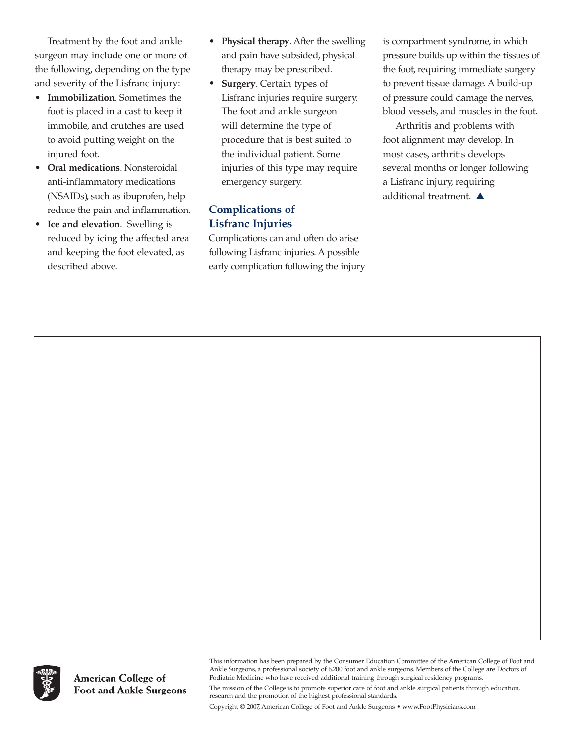Treatment by the foot and ankle surgeon may include one or more of the following, depending on the type and severity of the Lisfranc injury:

- **Immobilization**. Sometimes the foot is placed in a cast to keep it immobile, and crutches are used to avoid putting weight on the injured foot.
- **Oral medications**. Nonsteroidal anti-inflammatory medications (NSAIDs), such as ibuprofen, help reduce the pain and inflammation.
- **Ice and elevation**. Swelling is reduced by icing the affected area and keeping the foot elevated, as described above.
- **Physical therapy**. After the swelling and pain have subsided, physical therapy may be prescribed.
- **Surgery**. Certain types of Lisfranc injuries require surgery. The foot and ankle surgeon will determine the type of procedure that is best suited to the individual patient. Some injuries of this type may require emergency surgery.

## Complications of Lisfranc Injuries

Complications can and often do arise following Lisfranc injuries. A possible early complication following the injury is compartment syndrome, in which pressure builds up within the tissues of the foot, requiring immediate surgery to prevent tissue damage. A build-up of pressure could damage the nerves, blood vessels, and muscles in the foot.

Arthritis and problems with foot alignment may develop. In most cases, arthritis develops several months or longer following a Lisfranc injury, requiring additional treatment. ▲

**American College of Foot and Ankle Surgeons**

This information has been prepared by the Consumer Education Committee of the American College of Foot and Ankle Surgeons, a professional society of 6,200 foot and ankle surgeons. Members of the College are Doctors of Podiatric Medicine who have received additional training through surgical residency programs.

The mission of the College is to promote superior care of foot and ankle surgical patients through education, research and the promotion of the highest professional standards.

Copyright © 2007, American College of Foot and Ankle Surgeons • www.FootPhysicians.com